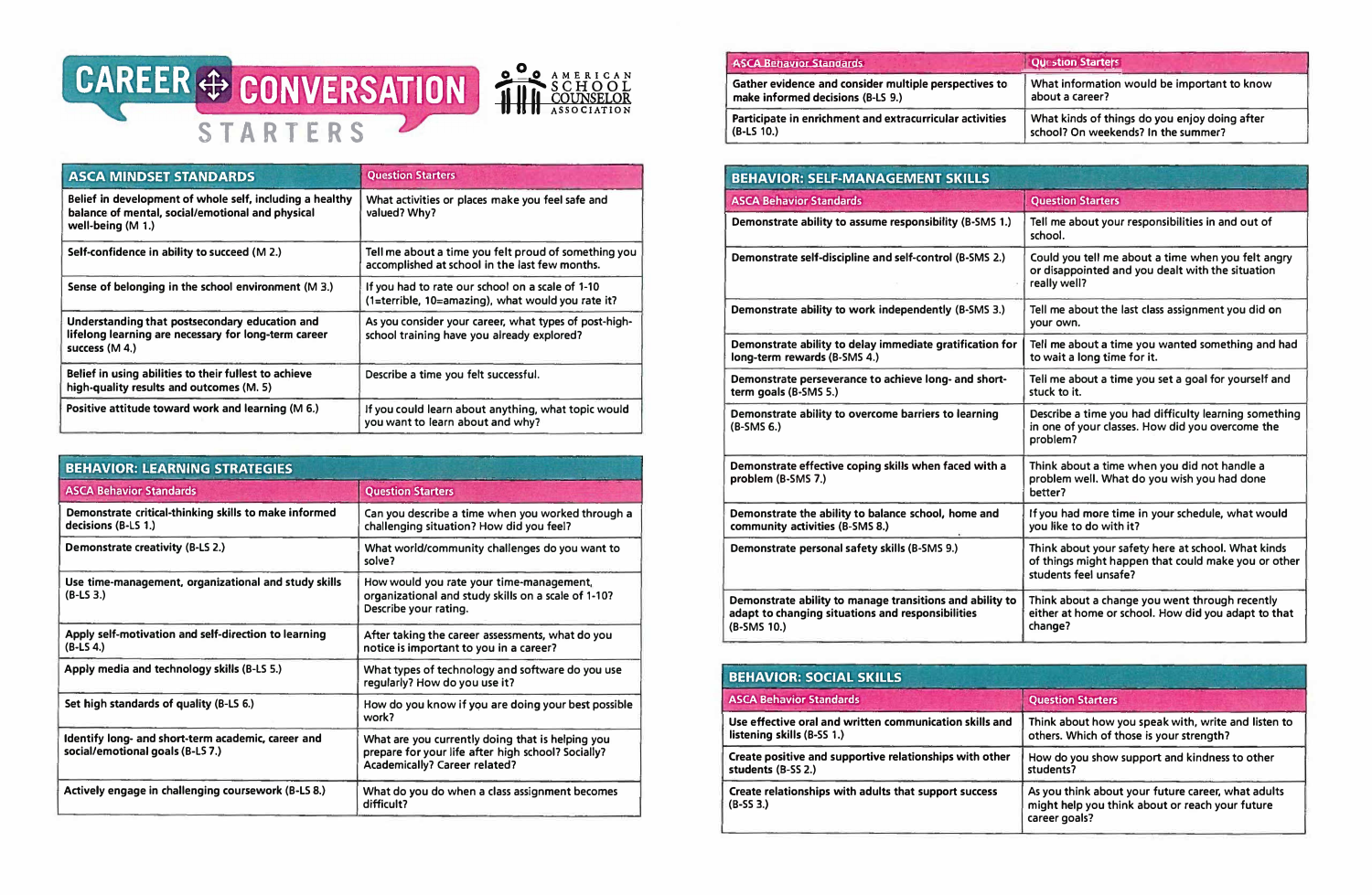# CAREER CONVERSATION STARTERS

AMERICAN SCHOOL COUNSELOR ASSOCIATION

| ASCA MINDSET STANDARDS | Question Starters |
|---|---|
| Belief in development of whole self, including a healthy balance of mental, social/emotional and physical well-being (M 1.) | What activities or places make you feel safe and valued? Why? |
| Self-confidence in ability to succeed (M 2.) | Tell me about a time you felt proud of something you accomplished at school in the last few months. |
| Sense of belonging in the school environment (M 3.) | If you had to rate our school on a scale of 1-10 (1=terrible, 10=amazing), what would you rate it? |
| Understanding that postsecondary education and lifelong learning are necessary for long-term career success (M 4.) | As you consider your career, what types of post-high-school training have you already explored? |
| Belief in using abilities to their fullest to achieve high-quality results and outcomes (M. 5) | Describe a time you felt successful. |
| Positive attitude toward work and learning (M 6.) | If you could learn about anything, what topic would you want to learn about and why? |

## BEHAVIOR: LEARNING STRATEGIES

| ASCA Behavior Standards | Question Starters |
|---|---|
| Demonstrate critical-thinking skills to make informed decisions (B-LS 1.) | Can you describe a time when you worked through a challenging situation? How did you feel? |
| Demonstrate creativity (B-LS 2.) | What world/community challenges do you want to solve? |
| Use time-management, organizational and study skills (B-LS 3.) | How would you rate your time-management, organizational and study skills on a scale of 1-10? Describe your rating. |
| Apply self-motivation and self-direction to learning (B-LS 4.) | After taking the career assessments, what do you notice is important to you in a career? |
| Apply media and technology skills (B-LS 5.) | What types of technology and software do you use regularly? How do you use it? |
| Set high standards of quality (B-LS 6.) | How do you know if you are doing your best possible work? |
| Identify long- and short-term academic, career and social/emotional goals (B-LS 7.) | What are you currently doing that is helping you prepare for your life after high school? Socially? Academically? Career related? |
| Actively engage in challenging coursework (B-LS 8.) | What do you do when a class assignment becomes difficult? |
| Gather evidence and consider multiple perspectives to make informed decisions (B-LS 9.) | What information would be important to know about a career? |
| Participate in enrichment and extracurricular activities (B-LS 10.) | What kinds of things do you enjoy doing after school? On weekends? In the summer? |

## BEHAVIOR: SELF-MANAGEMENT SKILLS

| ASCA Behavior Standards | Question Starters |
|---|---|
| Demonstrate ability to assume responsibility (B-SMS 1.) | Tell me about your responsibilities in and out of school. |
| Demonstrate self-discipline and self-control (B-SMS 2.) | Could you tell me about a time when you felt angry or disappointed and you dealt with the situation really well? |
| Demonstrate ability to work independently (B-SMS 3.) | Tell me about the last class assignment you did on your own. |
| Demonstrate ability to delay immediate gratification for long-term rewards (B-SMS 4.) | Tell me about a time you wanted something and had to wait a long time for it. |
| Demonstrate perseverance to achieve long- and short-term goals (B-SMS 5.) | Tell me about a time you set a goal for yourself and stuck to it. |
| Demonstrate ability to overcome barriers to learning (B-SMS 6.) | Describe a time you had difficulty learning something in one of your classes. How did you overcome the problem? |
| Demonstrate effective coping skills when faced with a problem (B-SMS 7.) | Think about a time when you did not handle a problem well. What do you wish you had done better? |
| Demonstrate the ability to balance school, home and community activities (B-SMS 8.) | If you had more time in your schedule, what would you like to do with it? |
| Demonstrate personal safety skills (B-SMS 9.) | Think about your safety here at school. What kinds of things might happen that could make you or other students feel unsafe? |
| Demonstrate ability to manage transitions and ability to adapt to changing situations and responsibilities (B-SMS 10.) | Think about a change you went through recently either at home or school. How did you adapt to that change? |

## BEHAVIOR: SOCIAL SKILLS

| ASCA Behavior Standards | Question Starters |
|---|---|
| Use effective oral and written communication skills and listening skills (B-SS 1.) | Think about how you speak with, write and listen to others. Which of those is your strength? |
| Create positive and supportive relationships with other students (B-SS 2.) | How do you show support and kindness to other students? |
| Create relationships with adults that support success (B-SS 3.) | As you think about your future career, what adults might help you think about or reach your future career goals? |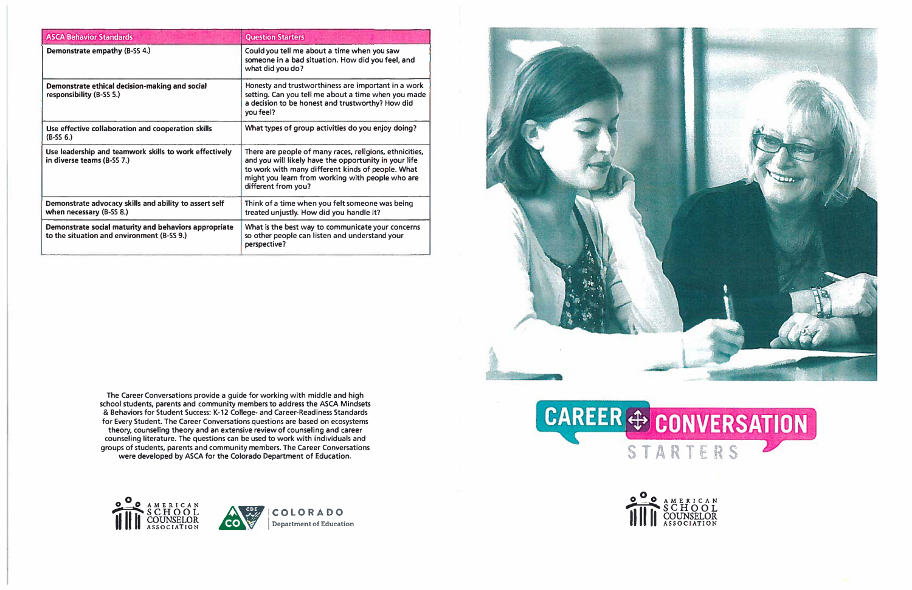| ASCA Behavior Standards | Question Starters |
| --- | --- |
| **Demonstrate empathy (B-SS 4.)** | Could you tell me about a time when you saw someone in a bad situation. How did you feel, and what did you do? |
| **Demonstrate ethical decision-making and social responsibility (B-SS 5.)** | Honesty and trustworthiness are important in a work setting. Can you tell me about a time when you made a decision to be honest and trustworthy? How did you feel? |
| **Use effective collaboration and cooperation skills (B-SS 6.)** | What types of group activities do you enjoy doing? |
| **Use leadership and teamwork skills to work effectively in diverse teams (B-SS 7.)** | There are people of many races, religions, ethnicities, and you will likely have the opportunity in your life to work with many different kinds of people. What might you learn from working with people who are different from you? |
| **Demonstrate advocacy skills and ability to assert self when necessary (B-SS 8.)** | Think of a time when you felt someone was being treated unjustly. How did you handle it? |
| **Demonstrate social maturity and behaviors appropriate to the situation and environment (B-SS 9.)** | What is the best way to communicate your concerns so other people can listen and understand your perspective? |

The Career Conversations provide a guide for working with middle and high school students, parents and community members to address the ASCA Mindsets & Behaviors for Student Success: K-12 College- and Career-Readiness Standards for Every Student. The Career Conversations questions are based on ecosystems theory, counseling theory and an extensive review of counseling and career counseling literature. The questions can be used to work with individuals and groups of students, parents and community members. The Career Conversations were developed by ASCA for the Colorado Department of Education.

American School Counselor Association

Colorado Department of Education

# CAREER CONVERSATION STARTERS

American School Counselor Association